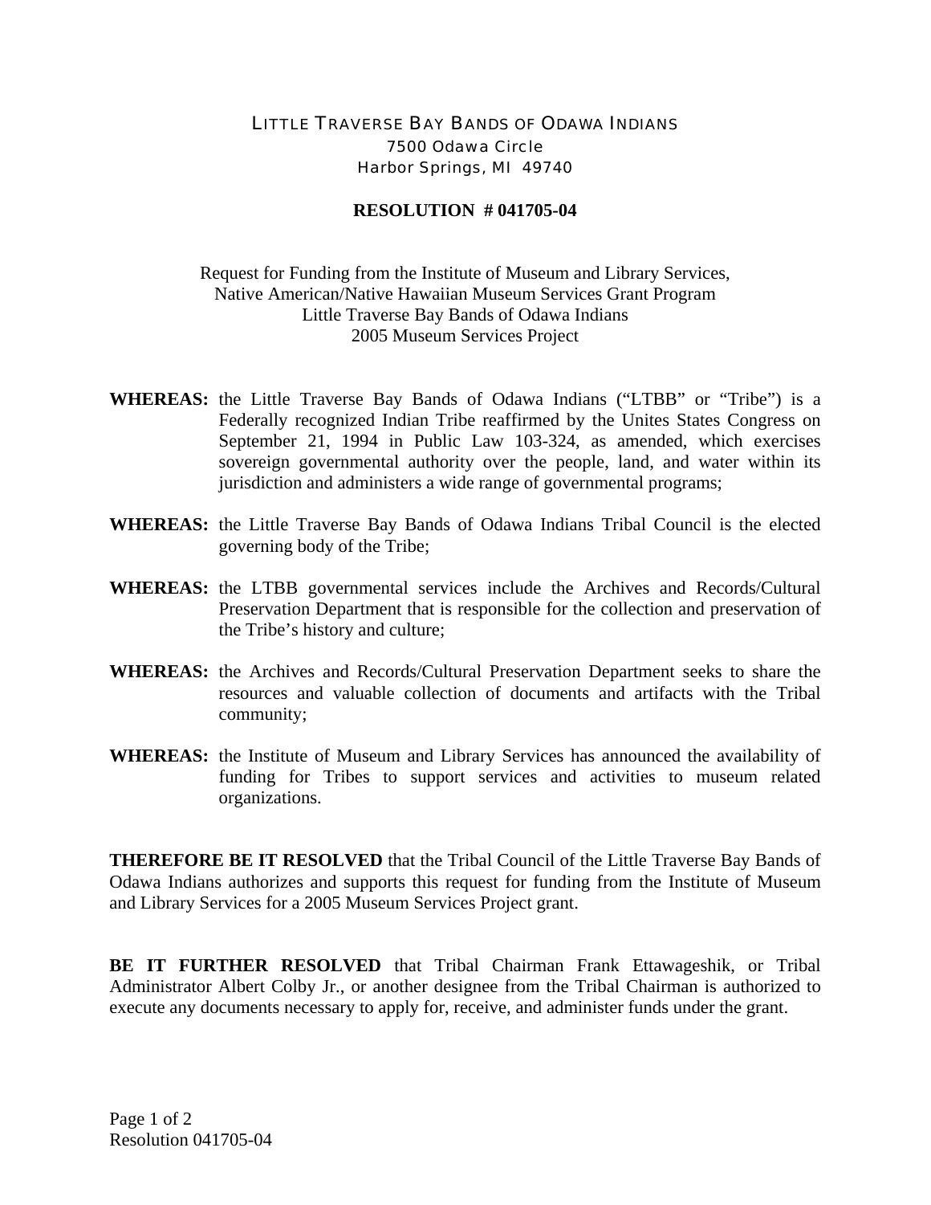# LITTLE TRAVERSE BAY BANDS OF ODAWA INDIANS

7500 Odawa Circle
Harbor Springs, MI 49740

## RESOLUTION # 041705-04

Request for Funding from the Institute of Museum and Library Services,
Native American/Native Hawaiian Museum Services Grant Program
Little Traverse Bay Bands of Odawa Indians
2005 Museum Services Project

**WHEREAS:** the Little Traverse Bay Bands of Odawa Indians ("LTBB" or "Tribe") is a Federally recognized Indian Tribe reaffirmed by the Unites States Congress on September 21, 1994 in Public Law 103-324, as amended, which exercises sovereign governmental authority over the people, land, and water within its jurisdiction and administers a wide range of governmental programs;

**WHEREAS:** the Little Traverse Bay Bands of Odawa Indians Tribal Council is the elected governing body of the Tribe;

**WHEREAS:** the LTBB governmental services include the Archives and Records/Cultural Preservation Department that is responsible for the collection and preservation of the Tribe's history and culture;

**WHEREAS:** the Archives and Records/Cultural Preservation Department seeks to share the resources and valuable collection of documents and artifacts with the Tribal community;

**WHEREAS:** the Institute of Museum and Library Services has announced the availability of funding for Tribes to support services and activities to museum related organizations.

**THEREFORE BE IT RESOLVED** that the Tribal Council of the Little Traverse Bay Bands of Odawa Indians authorizes and supports this request for funding from the Institute of Museum and Library Services for a 2005 Museum Services Project grant.

**BE IT FURTHER RESOLVED** that Tribal Chairman Frank Ettawageshik, or Tribal Administrator Albert Colby Jr., or another designee from the Tribal Chairman is authorized to execute any documents necessary to apply for, receive, and administer funds under the grant.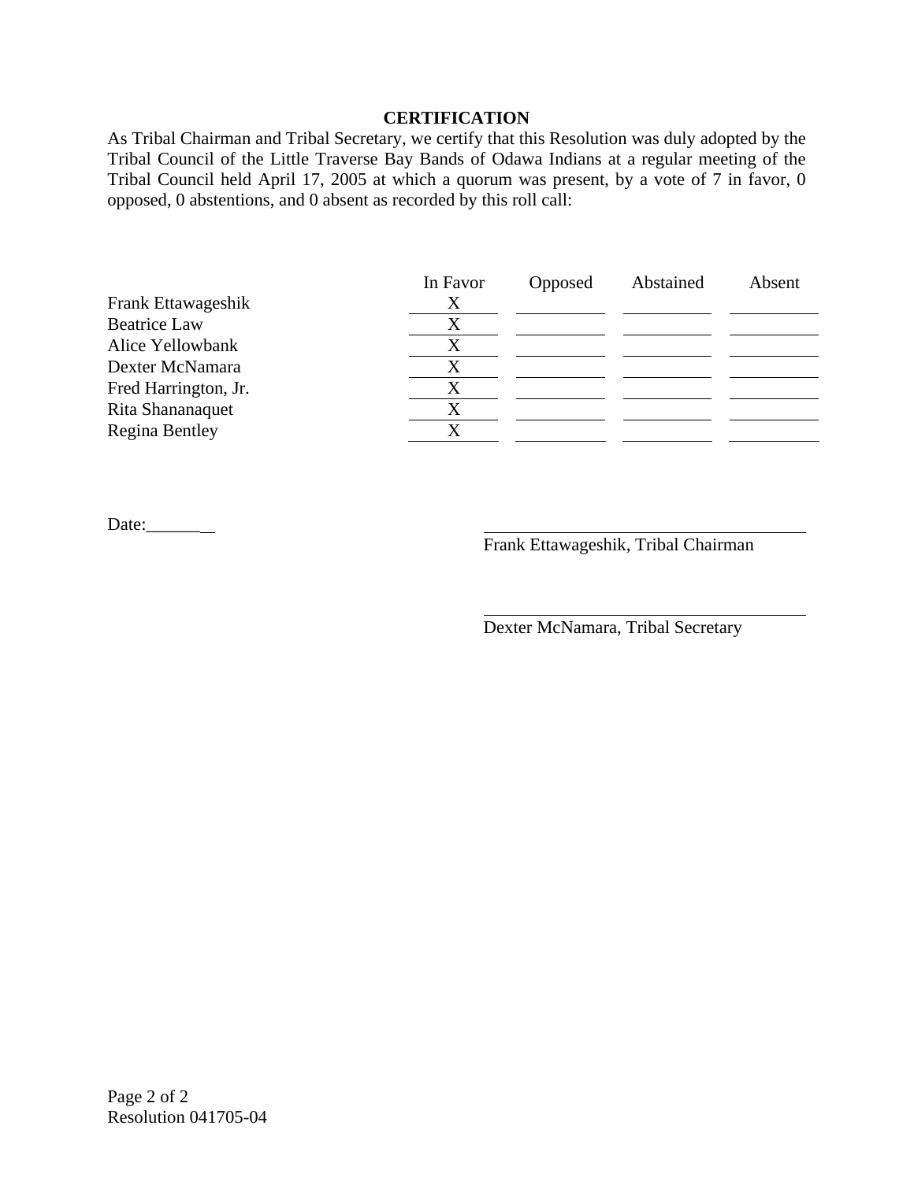**CERTIFICATION**

As Tribal Chairman and Tribal Secretary, we certify that this Resolution was duly adopted by the Tribal Council of the Little Traverse Bay Bands of Odawa Indians at a regular meeting of the Tribal Council held April 17, 2005 at which a quorum was present, by a vote of 7 in favor, 0 opposed, 0 abstentions, and 0 absent as recorded by this roll call:

| | In Favor | Opposed | Abstained | Absent |
|---|---|---|---|---|
| Frank Ettawageshik | X | | | |
| Beatrice Law | X | | | |
| Alice Yellowbank | X | | | |
| Dexter McNamara | X | | | |
| Fred Harrington, Jr. | X | | | |
| Rita Shananaquet | X | | | |
| Regina Bentley | X | | | |

Date:________

_____________________________________
Frank Ettawageshik, Tribal Chairman

_____________________________________
Dexter McNamara, Tribal Secretary

Resolution 041705-04